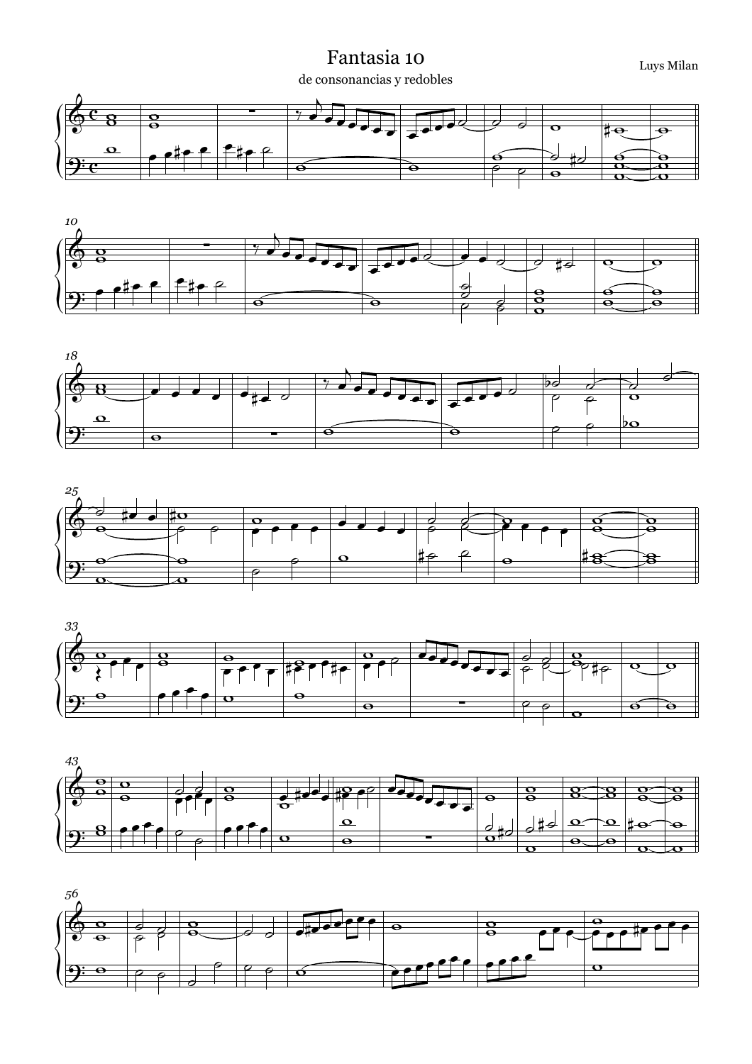# Fantasia 10

de consonancias y redobles

Luys Milan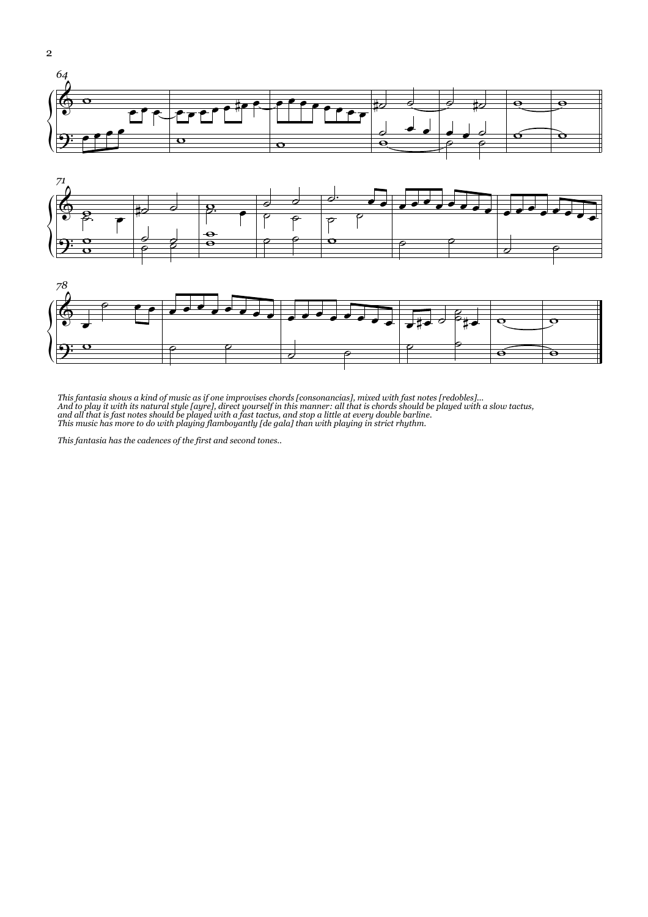*This fantasia shows a kind of music as if one improvises chords [consonancias], mixed with fast notes [redobles]...*
*And to play it with its natural style [ayre], direct yourself in this manner: all that is chords should be played with a slow tactus,*
*and all that is fast notes should be played with a fast tactus, and stop a little at every double barline.*
*This music has more to do with playing flamboyantly [de gala] than with playing in strict rhythm.*

*This fantasia has the cadences of the first and second tones..*